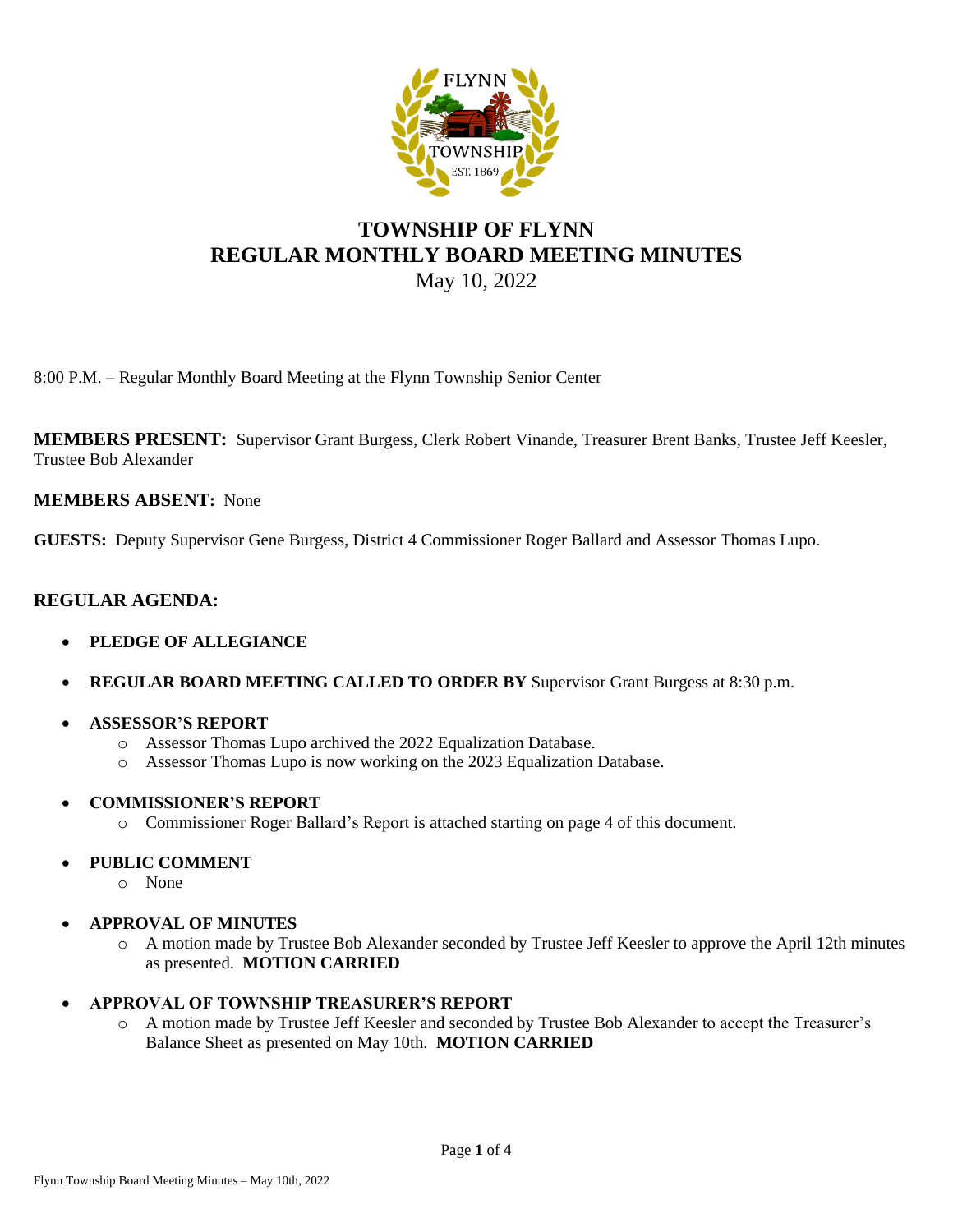# TOWNSHIP OF FLYNN
# REGULAR MONTHLY BOARD MEETING MINUTES

May 10, 2022

8:00 P.M. – Regular Monthly Board Meeting at the Flynn Township Senior Center

**MEMBERS PRESENT:** Supervisor Grant Burgess, Clerk Robert Vinande, Treasurer Brent Banks, Trustee Jeff Keesler, Trustee Bob Alexander

**MEMBERS ABSENT:** None

**GUESTS:** Deputy Supervisor Gene Burgess, District 4 Commissioner Roger Ballard and Assessor Thomas Lupo.

## REGULAR AGENDA:

- **PLEDGE OF ALLEGIANCE**
- **REGULAR BOARD MEETING CALLED TO ORDER BY** Supervisor Grant Burgess at 8:30 p.m.
- **ASSESSOR'S REPORT**
  - Assessor Thomas Lupo archived the 2022 Equalization Database.
  - Assessor Thomas Lupo is now working on the 2023 Equalization Database.
- **COMMISSIONER'S REPORT**
  - Commissioner Roger Ballard's Report is attached starting on page 4 of this document.
- **PUBLIC COMMENT**
  - None
- **APPROVAL OF MINUTES**
  - A motion made by Trustee Bob Alexander seconded by Trustee Jeff Keesler to approve the April 12th minutes as presented. **MOTION CARRIED**
- **APPROVAL OF TOWNSHIP TREASURER'S REPORT**
  - A motion made by Trustee Jeff Keesler and seconded by Trustee Bob Alexander to accept the Treasurer's Balance Sheet as presented on May 10th. **MOTION CARRIED**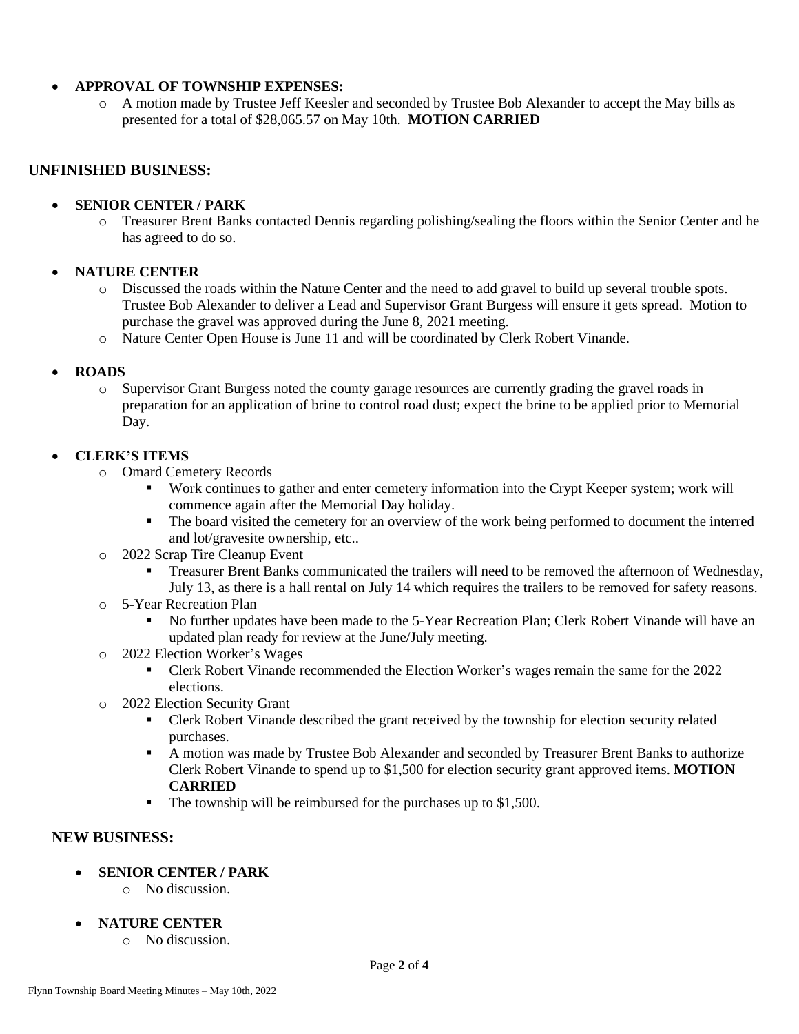- **APPROVAL OF TOWNSHIP EXPENSES:**
  - A motion made by Trustee Jeff Keesler and seconded by Trustee Bob Alexander to accept the May bills as presented for a total of $28,065.57 on May 10th. **MOTION CARRIED**

## UNFINISHED BUSINESS:

- **SENIOR CENTER / PARK**
  - Treasurer Brent Banks contacted Dennis regarding polishing/sealing the floors within the Senior Center and he has agreed to do so.
- **NATURE CENTER**
  - Discussed the roads within the Nature Center and the need to add gravel to build up several trouble spots. Trustee Bob Alexander to deliver a Lead and Supervisor Grant Burgess will ensure it gets spread. Motion to purchase the gravel was approved during the June 8, 2021 meeting.
  - Nature Center Open House is June 11 and will be coordinated by Clerk Robert Vinande.
- **ROADS**
  - Supervisor Grant Burgess noted the county garage resources are currently grading the gravel roads in preparation for an application of brine to control road dust; expect the brine to be applied prior to Memorial Day.
- **CLERK'S ITEMS**
  - Omard Cemetery Records
    - Work continues to gather and enter cemetery information into the Crypt Keeper system; work will commence again after the Memorial Day holiday.
    - The board visited the cemetery for an overview of the work being performed to document the interred and lot/gravesite ownership, etc..
  - 2022 Scrap Tire Cleanup Event
    - Treasurer Brent Banks communicated the trailers will need to be removed the afternoon of Wednesday, July 13, as there is a hall rental on July 14 which requires the trailers to be removed for safety reasons.
  - 5-Year Recreation Plan
    - No further updates have been made to the 5-Year Recreation Plan; Clerk Robert Vinande will have an updated plan ready for review at the June/July meeting.
  - 2022 Election Worker's Wages
    - Clerk Robert Vinande recommended the Election Worker's wages remain the same for the 2022 elections.
  - 2022 Election Security Grant
    - Clerk Robert Vinande described the grant received by the township for election security related purchases.
    - A motion was made by Trustee Bob Alexander and seconded by Treasurer Brent Banks to authorize Clerk Robert Vinande to spend up to $1,500 for election security grant approved items. **MOTION CARRIED**
    - The township will be reimbursed for the purchases up to $1,500.

## NEW BUSINESS:

- **SENIOR CENTER / PARK**
  - No discussion.
- **NATURE CENTER**
  - No discussion.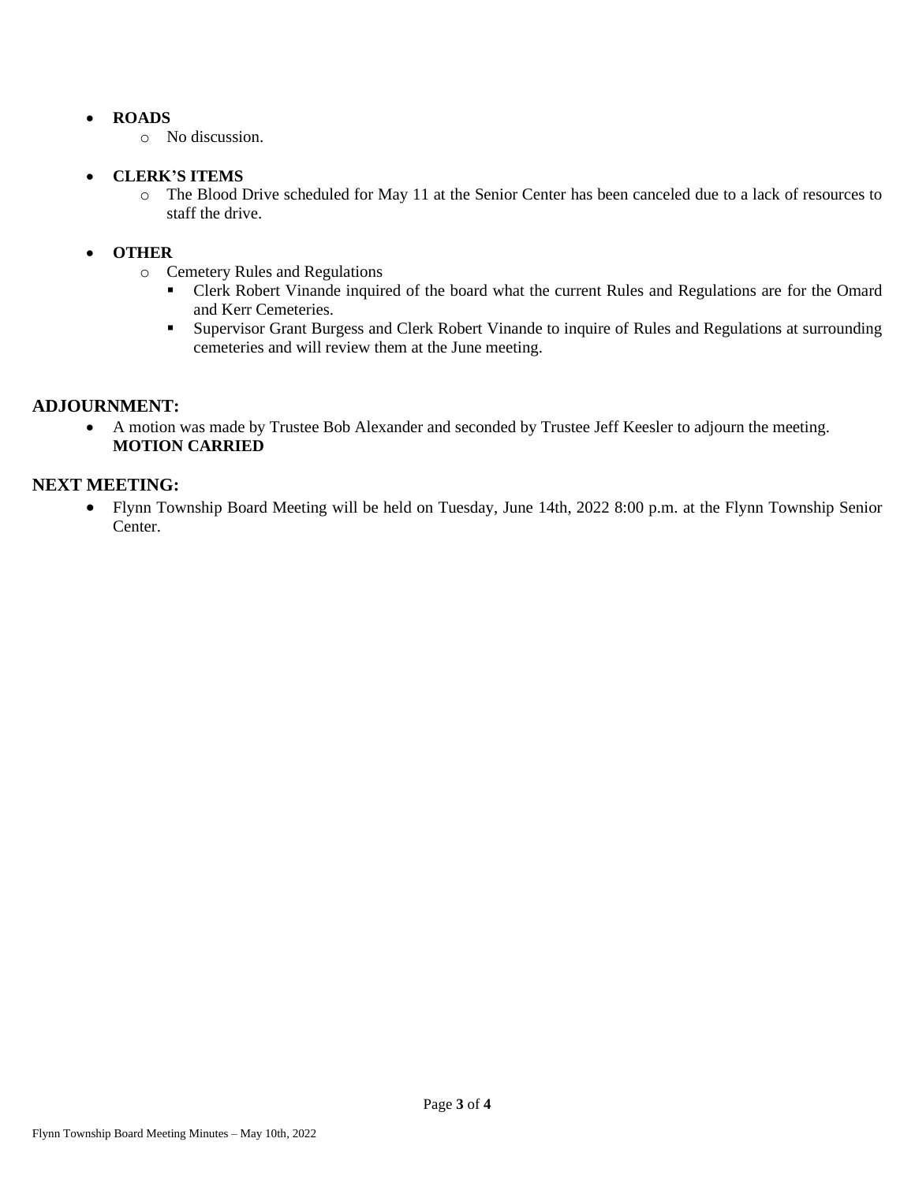- **ROADS**
  - No discussion.

- **CLERK'S ITEMS**
  - The Blood Drive scheduled for May 11 at the Senior Center has been canceled due to a lack of resources to staff the drive.

- **OTHER**
  - Cemetery Rules and Regulations
    - Clerk Robert Vinande inquired of the board what the current Rules and Regulations are for the Omard and Kerr Cemeteries.
    - Supervisor Grant Burgess and Clerk Robert Vinande to inquire of Rules and Regulations at surrounding cemeteries and will review them at the June meeting.

## ADJOURNMENT:

- A motion was made by Trustee Bob Alexander and seconded by Trustee Jeff Keesler to adjourn the meeting. **MOTION CARRIED**

## NEXT MEETING:

- Flynn Township Board Meeting will be held on Tuesday, June 14th, 2022 8:00 p.m. at the Flynn Township Senior Center.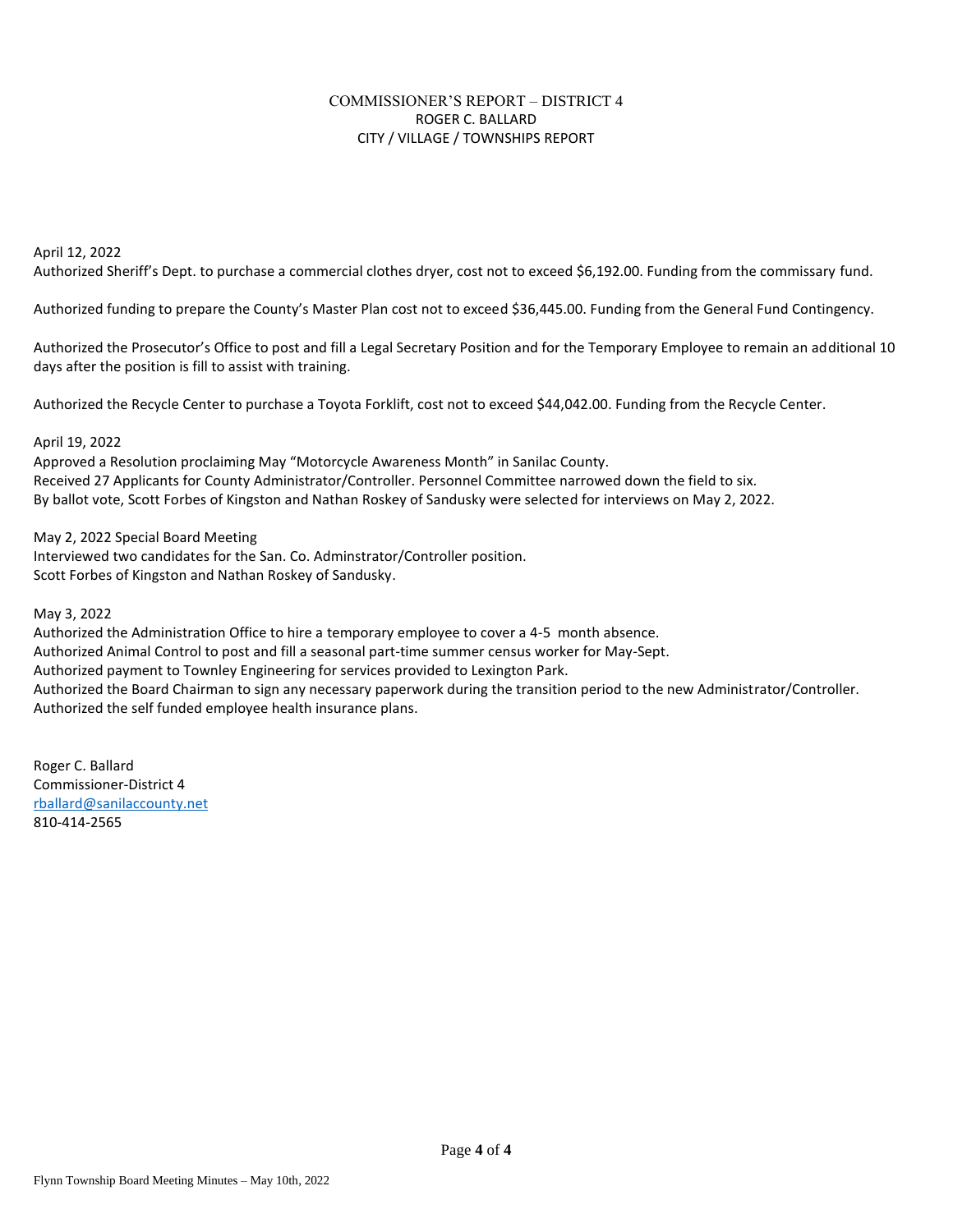COMMISSIONER'S REPORT – DISTRICT 4
ROGER C. BALLARD
CITY / VILLAGE / TOWNSHIPS REPORT

April 12, 2022
Authorized Sheriff's Dept. to purchase a commercial clothes dryer, cost not to exceed $6,192.00. Funding from the commissary fund.

Authorized funding to prepare the County's Master Plan cost not to exceed $36,445.00. Funding from the General Fund Contingency.

Authorized the Prosecutor's Office to post and fill a Legal Secretary Position and for the Temporary Employee to remain an additional 10 days after the position is fill to assist with training.

Authorized the Recycle Center to purchase a Toyota Forklift, cost not to exceed $44,042.00. Funding from the Recycle Center.

April 19, 2022
Approved a Resolution proclaiming May "Motorcycle Awareness Month" in Sanilac County.
Received 27 Applicants for County Administrator/Controller. Personnel Committee narrowed down the field to six.
By ballot vote, Scott Forbes of Kingston and Nathan Roskey of Sandusky were selected for interviews on May 2, 2022.

May 2, 2022 Special Board Meeting
Interviewed two candidates for the San. Co. Adminstrator/Controller position.
Scott Forbes of Kingston and Nathan Roskey of Sandusky.

May 3, 2022
Authorized the Administration Office to hire a temporary employee to cover a 4-5 month absence.
Authorized Animal Control to post and fill a seasonal part-time summer census worker for May-Sept.
Authorized payment to Townley Engineering for services provided to Lexington Park.
Authorized the Board Chairman to sign any necessary paperwork during the transition period to the new Administrator/Controller.
Authorized the self funded employee health insurance plans.

Roger C. Ballard
Commissioner-District 4
rballard@sanilaccounty.net
810-414-2565